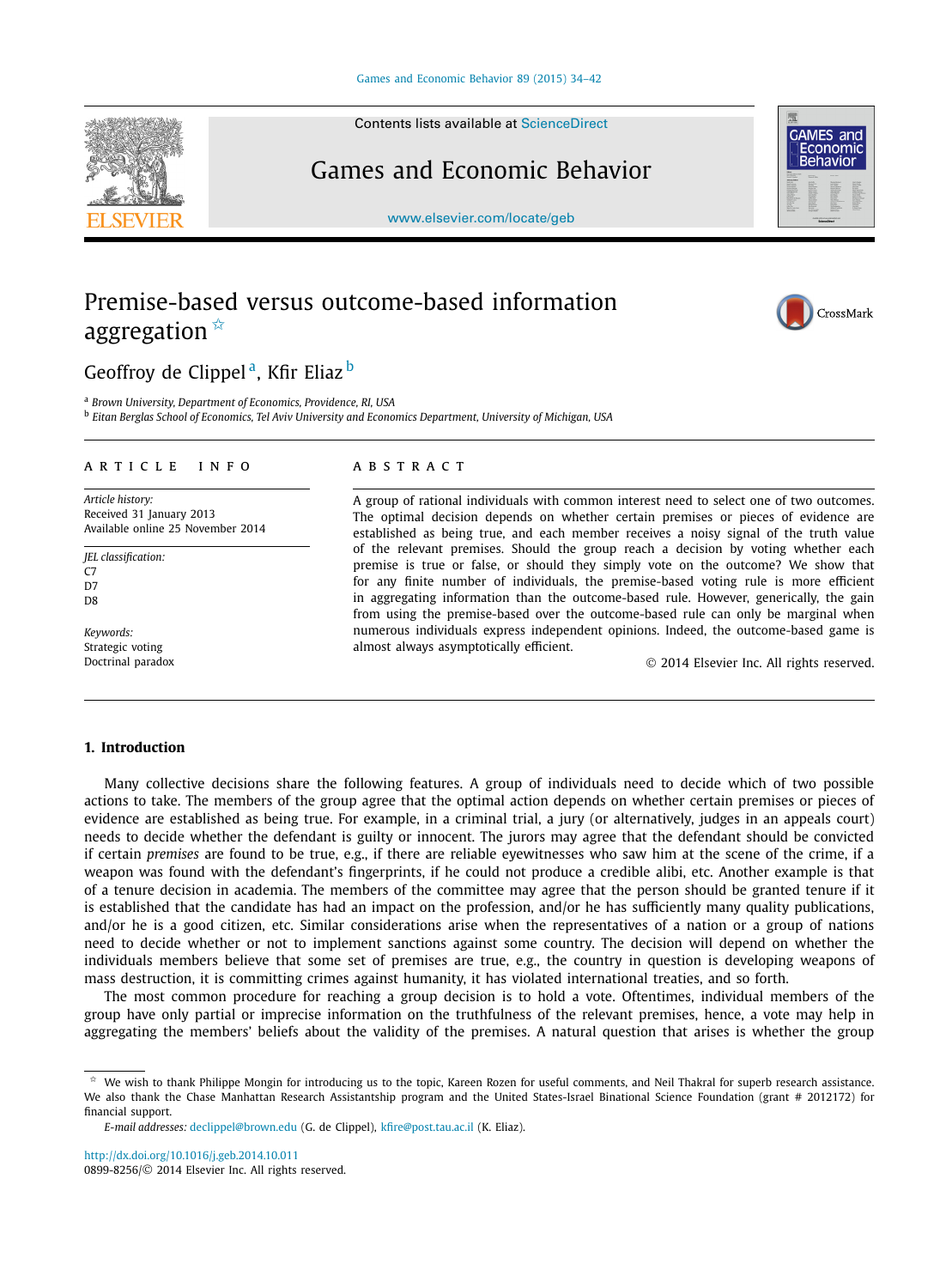# Premise-based versus outcome-based information aggregation ☆

Geoffrey de Clippel [a], Kfir Eliaz [b]

[a] Brown University, Department of Economics, Providence, RI, USA
[b] Eitan Berglas School of Economics, Tel Aviv University and Economics Department, University of Michigan, USA

**ARTICLE INFO**

*Article history:*
Received 31 January 2013
Available online 25 November 2014

*JEL classification:*
C7
D7
D8

*Keywords:*
Strategic voting
Doctrinal paradox

**ABSTRACT**

A group of rational individuals with common interest need to select one of two outcomes. The optimal decision depends on whether certain premises or pieces of evidence are established as being true, and each member receives a noisy signal of the truth value of the relevant premises. Should the group reach a decision by voting whether each premise is true or false, or should they simply vote on the outcome? We show that for any finite number of individuals, the premise-based voting rule is more efficient in aggregating information than the outcome-based rule. However, generically, the gain from using the premise-based over the outcome-based rule can only be marginal when numerous individuals express independent opinions. Indeed, the outcome-based game is almost always asymptotically efficient.

© 2014 Elsevier Inc. All rights reserved.

## 1. Introduction

Many collective decisions share the following features. A group of individuals need to decide which of two possible actions to take. The members of the group agree that the optimal action depends on whether certain premises or pieces of evidence are established as being true. For example, in a criminal trial, a jury (or alternatively, judges in an appeals court) needs to decide whether the defendant is guilty or innocent. The jurors may agree that the defendant should be convicted if certain *premises* are found to be true, e.g., if there are reliable eyewitnesses who saw him at the scene of the crime, if a weapon was found with the defendant's fingerprints, if he could not produce a credible alibi, etc. Another example is that of a tenure decision in academia. The members of the committee may agree that the person should be granted tenure if it is established that the candidate has had an impact on the profession, and/or he has sufficiently many quality publications, and/or he is a good citizen, etc. Similar considerations arise when the representatives of a nation or a group of nations need to decide whether or not to implement sanctions against some country. The decision will depend on whether the individuals members believe that some set of premises are true, e.g., the country in question is developing weapons of mass destruction, it is committing crimes against humanity, it has violated international treaties, and so forth.

The most common procedure for reaching a group decision is to hold a vote. Oftentimes, individual members of the group have only partial or imprecise information on the truthfulness of the relevant premises, hence, a vote may help in aggregating the members' beliefs about the validity of the premises. A natural question that arises is whether the group

---

☆ We wish to thank Philippe Mongin for introducing us to the topic, Kareen Rozen for useful comments, and Neil Thakral for superb research assistance. We also thank the Chase Manhattan Research Assistantship program and the United States-Israel Binational Science Foundation (grant # 2012172) for financial support.

*E-mail addresses:* declippel@brown.edu (G. de Clippel), kfire@post.tau.ac.il (K. Eliaz).

http://dx.doi.org/10.1016/j.geb.2014.10.011
0899-8256/© 2014 Elsevier Inc. All rights reserved.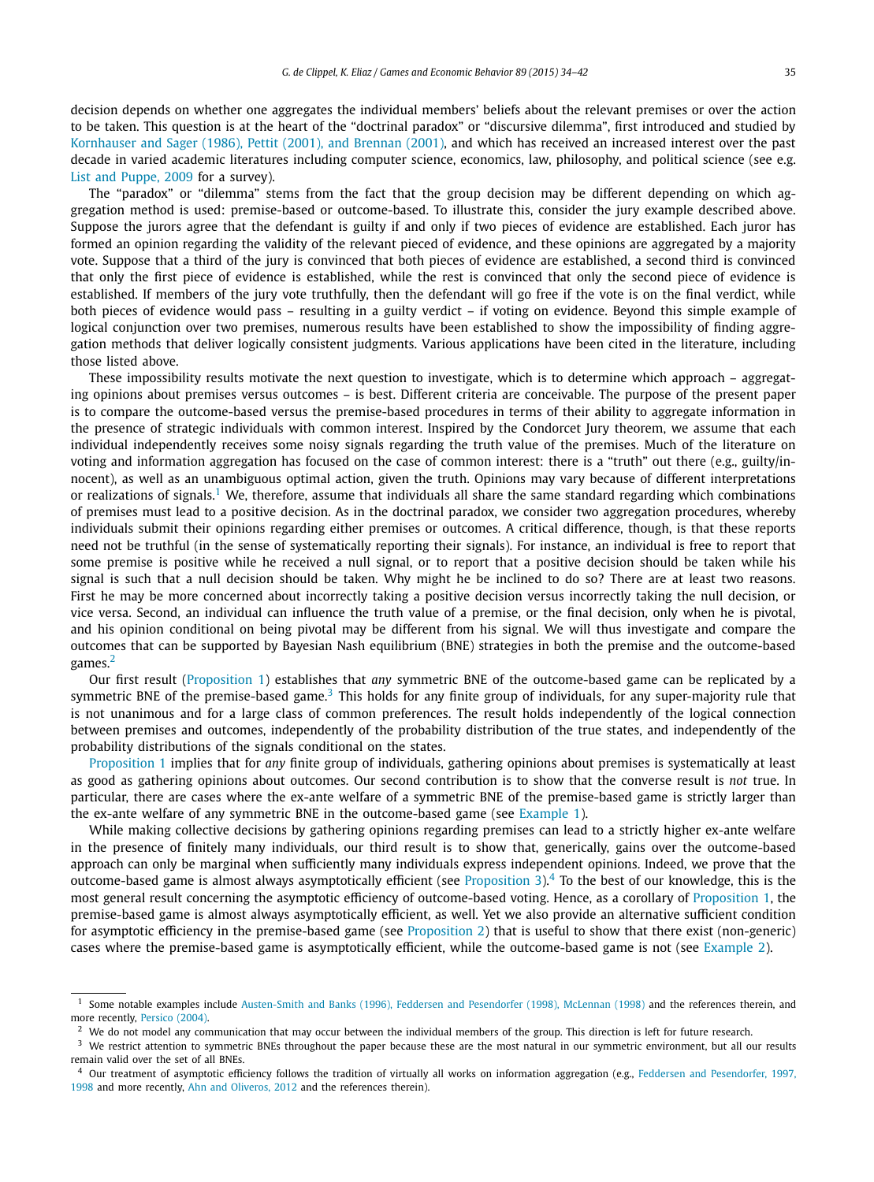decision depends on whether one aggregates the individual members' beliefs about the relevant premises or over the action to be taken. This question is at the heart of the "doctrinal paradox" or "discursive dilemma", first introduced and studied by Kornhauser and Sager (1986), Pettit (2001), and Brennan (2001), and which has received an increased interest over the past decade in varied academic literatures including computer science, economics, law, philosophy, and political science (see e.g. List and Puppe, 2009 for a survey).

The "paradox" or "dilemma" stems from the fact that the group decision may be different depending on which aggregation method is used: premise-based or outcome-based. To illustrate this, consider the jury example described above. Suppose the jurors agree that the defendant is guilty if and only if two pieces of evidence are established. Each juror has formed an opinion regarding the validity of the relevant pieced of evidence, and these opinions are aggregated by a majority vote. Suppose that a third of the jury is convinced that both pieces of evidence are established, a second third is convinced that only the first piece of evidence is established, while the rest is convinced that only the second piece of evidence is established. If members of the jury vote truthfully, then the defendant will go free if the vote is on the final verdict, while both pieces of evidence would pass – resulting in a guilty verdict – if voting on evidence. Beyond this simple example of logical conjunction over two premises, numerous results have been established to show the impossibility of finding aggregation methods that deliver logically consistent judgments. Various applications have been cited in the literature, including those listed above.

These impossibility results motivate the next question to investigate, which is to determine which approach – aggregating opinions about premises versus outcomes – is best. Different criteria are conceivable. The purpose of the present paper is to compare the outcome-based versus the premise-based procedures in terms of their ability to aggregate information in the presence of strategic individuals with common interest. Inspired by the Condorcet Jury theorem, we assume that each individual independently receives some noisy signals regarding the truth value of the premises. Much of the literature on voting and information aggregation has focused on the case of common interest: there is a "truth" out there (e.g., guilty/innocent), as well as an unambiguous optimal action, given the truth. Opinions may vary because of different interpretations or realizations of signals.[1] We, therefore, assume that individuals all share the same standard regarding which combinations of premises must lead to a positive decision. As in the doctrinal paradox, we consider two aggregation procedures, whereby individuals submit their opinions regarding either premises or outcomes. A critical difference, though, is that these reports need not be truthful (in the sense of systematically reporting their signals). For instance, an individual is free to report that some premise is positive while he received a null signal, or to report that a positive decision should be taken while his signal is such that a null decision should be taken. Why might he be inclined to do so? There are at least two reasons. First he may be more concerned about incorrectly taking a positive decision versus incorrectly taking the null decision, or vice versa. Second, an individual can influence the truth value of a premise, or the final decision, only when he is pivotal, and his opinion conditional on being pivotal may be different from his signal. We will thus investigate and compare the outcomes that can be supported by Bayesian Nash equilibrium (BNE) strategies in both the premise and the outcome-based games.[2]

Our first result (Proposition 1) establishes that *any* symmetric BNE of the outcome-based game can be replicated by a symmetric BNE of the premise-based game.[3] This holds for any finite group of individuals, for any super-majority rule that is not unanimous and for a large class of common preferences. The result holds independently of the logical connection between premises and outcomes, independently of the probability distribution of the true states, and independently of the probability distributions of the signals conditional on the states.

Proposition 1 implies that for *any* finite group of individuals, gathering opinions about premises is systematically at least as good as gathering opinions about outcomes. Our second contribution is to show that the converse result is *not* true. In particular, there are cases where the ex-ante welfare of a symmetric BNE of the premise-based game is strictly larger than the ex-ante welfare of any symmetric BNE in the outcome-based game (see Example 1).

While making collective decisions by gathering opinions regarding premises can lead to a strictly higher ex-ante welfare in the presence of finitely many individuals, our third result is to show that, generically, gains over the outcome-based approach can only be marginal when sufficiently many individuals express independent opinions. Indeed, we prove that the outcome-based game is almost always asymptotically efficient (see Proposition 3).[4] To the best of our knowledge, this is the most general result concerning the asymptotic efficiency of outcome-based voting. Hence, as a corollary of Proposition 1, the premise-based game is almost always asymptotically efficient, as well. Yet we also provide an alternative sufficient condition for asymptotic efficiency in the premise-based game (see Proposition 2) that is useful to show that there exist (non-generic) cases where the premise-based game is asymptotically efficient, while the outcome-based game is not (see Example 2).

---

[1] Some notable examples include Austen-Smith and Banks (1996), Feddersen and Pesendorfer (1998), McLennan (1998) and the references therein, and more recently, Persico (2004).

[2] We do not model any communication that may occur between the individual members of the group. This direction is left for future research.

[3] We restrict attention to symmetric BNEs throughout the paper because these are the most natural in our symmetric environment, but all our results remain valid over the set of all BNEs.

[4] Our treatment of asymptotic efficiency follows the tradition of virtually all works on information aggregation (e.g., Feddersen and Pesendorfer, 1997, 1998 and more recently, Ahn and Oliveros, 2012 and the references therein).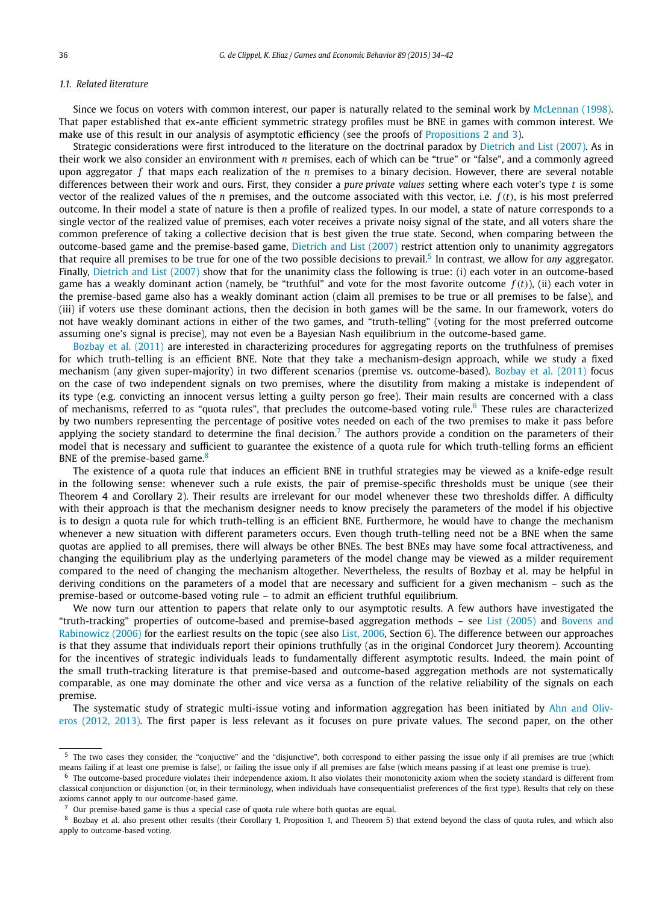### 1.1. Related literature

Since we focus on voters with common interest, our paper is naturally related to the seminal work by McLennan (1998). That paper established that ex-ante efficient symmetric strategy profiles must be BNE in games with common interest. We make use of this result in our analysis of asymptotic efficiency (see the proofs of Propositions 2 and 3).

Strategic considerations were first introduced to the literature on the doctrinal paradox by Dietrich and List (2007). As in their work we also consider an environment with $n$ premises, each of which can be "true" or "false", and a commonly agreed upon aggregator $f$ that maps each realization of the $n$ premises to a binary decision. However, there are several notable differences between their work and ours. First, they consider a *pure private values* setting where each voter's type $t$ is some vector of the realized values of the $n$ premises, and the outcome associated with this vector, i.e. $f(t)$, is his most preferred outcome. In their model a state of nature is then a profile of realized types. In our model, a state of nature corresponds to a single vector of the realized value of premises, each voter receives a private noisy signal of the state, and all voters share the common preference of taking a collective decision that is best given the true state. Second, when comparing between the outcome-based game and the premise-based game, Dietrich and List (2007) restrict attention only to unanimity aggregators that require all premises to be true for one of the two possible decisions to prevail.[5] In contrast, we allow for *any* aggregator. Finally, Dietrich and List (2007) show that for the unanimity class the following is true: (i) each voter in an outcome-based game has a weakly dominant action (namely, be "truthful" and vote for the most favorite outcome $f(t)$), (ii) each voter in the premise-based game also has a weakly dominant action (claim all premises to be true or all premises to be false), and (iii) if voters use these dominant actions, then the decision in both games will be the same. In our framework, voters do not have weakly dominant actions in either of the two games, and "truth-telling" (voting for the most preferred outcome assuming one's signal is precise), may not even be a Bayesian Nash equilibrium in the outcome-based game.

Bozbay et al. (2011) are interested in characterizing procedures for aggregating reports on the truthfulness of premises for which truth-telling is an efficient BNE. Note that they take a mechanism-design approach, while we study a fixed mechanism (any given super-majority) in two different scenarios (premise vs. outcome-based). Bozbay et al. (2011) focus on the case of two independent signals on two premises, where the disutility from making a mistake is independent of its type (e.g. convicting an innocent versus letting a guilty person go free). Their main results are concerned with a class of mechanisms, referred to as "quota rules", that precludes the outcome-based voting rule.[6] These rules are characterized by two numbers representing the percentage of positive votes needed on each of the two premises to make it pass before applying the society standard to determine the final decision.[7] The authors provide a condition on the parameters of their model that is necessary and sufficient to guarantee the existence of a quota rule for which truth-telling forms an efficient BNE of the premise-based game.[8]

The existence of a quota rule that induces an efficient BNE in truthful strategies may be viewed as a knife-edge result in the following sense: whenever such a rule exists, the pair of premise-specific thresholds must be unique (see their Theorem 4 and Corollary 2). Their results are irrelevant for our model whenever these two thresholds differ. A difficulty with their approach is that the mechanism designer needs to know precisely the parameters of the model if his objective is to design a quota rule for which truth-telling is an efficient BNE. Furthermore, he would have to change the mechanism whenever a new situation with different parameters occurs. Even though truth-telling need not be a BNE when the same quotas are applied to all premises, there will always be other BNEs. The best BNEs may have some focal attractiveness, and changing the equilibrium play as the underlying parameters of the model change may be viewed as a milder requirement compared to the need of changing the mechanism altogether. Nevertheless, the results of Bozbay et al. may be helpful in deriving conditions on the parameters of a model that are necessary and sufficient for a given mechanism – such as the premise-based or outcome-based voting rule – to admit an efficient truthful equilibrium.

We now turn our attention to papers that relate only to our asymptotic results. A few authors have investigated the "truth-tracking" properties of outcome-based and premise-based aggregation methods – see List (2005) and Bovens and Rabinowicz (2006) for the earliest results on the topic (see also List, 2006, Section 6). The difference between our approaches is that they assume that individuals report their opinions truthfully (as in the original Condorcet Jury theorem). Accounting for the incentives of strategic individuals leads to fundamentally different asymptotic results. Indeed, the main point of the small truth-tracking literature is that premise-based and outcome-based aggregation methods are not systematically comparable, as one may dominate the other and vice versa as a function of the relative reliability of the signals on each premise.

The systematic study of strategic multi-issue voting and information aggregation has been initiated by Ahn and Oliveros (2012, 2013). The first paper is less relevant as it focuses on pure private values. The second paper, on the other

---

[5] The two cases they consider, the "conjuctive" and the "disjunctive", both correspond to either passing the issue only if all premises are true (which means failing if at least one premise is false), or failing the issue only if all premises are false (which means passing if at least one premise is true).

[6] The outcome-based procedure violates their independence axiom. It also violates their monotonicity axiom when the society standard is different from classical conjunction or disjunction (or, in their terminology, when individuals have consequentialist preferences of the first type). Results that rely on these axioms cannot apply to our outcome-based game.

[7] Our premise-based game is thus a special case of quota rule where both quotas are equal.

[8] Bozbay et al. also present other results (their Corollary 1, Proposition 1, and Theorem 5) that extend beyond the class of quota rules, and which also apply to outcome-based voting.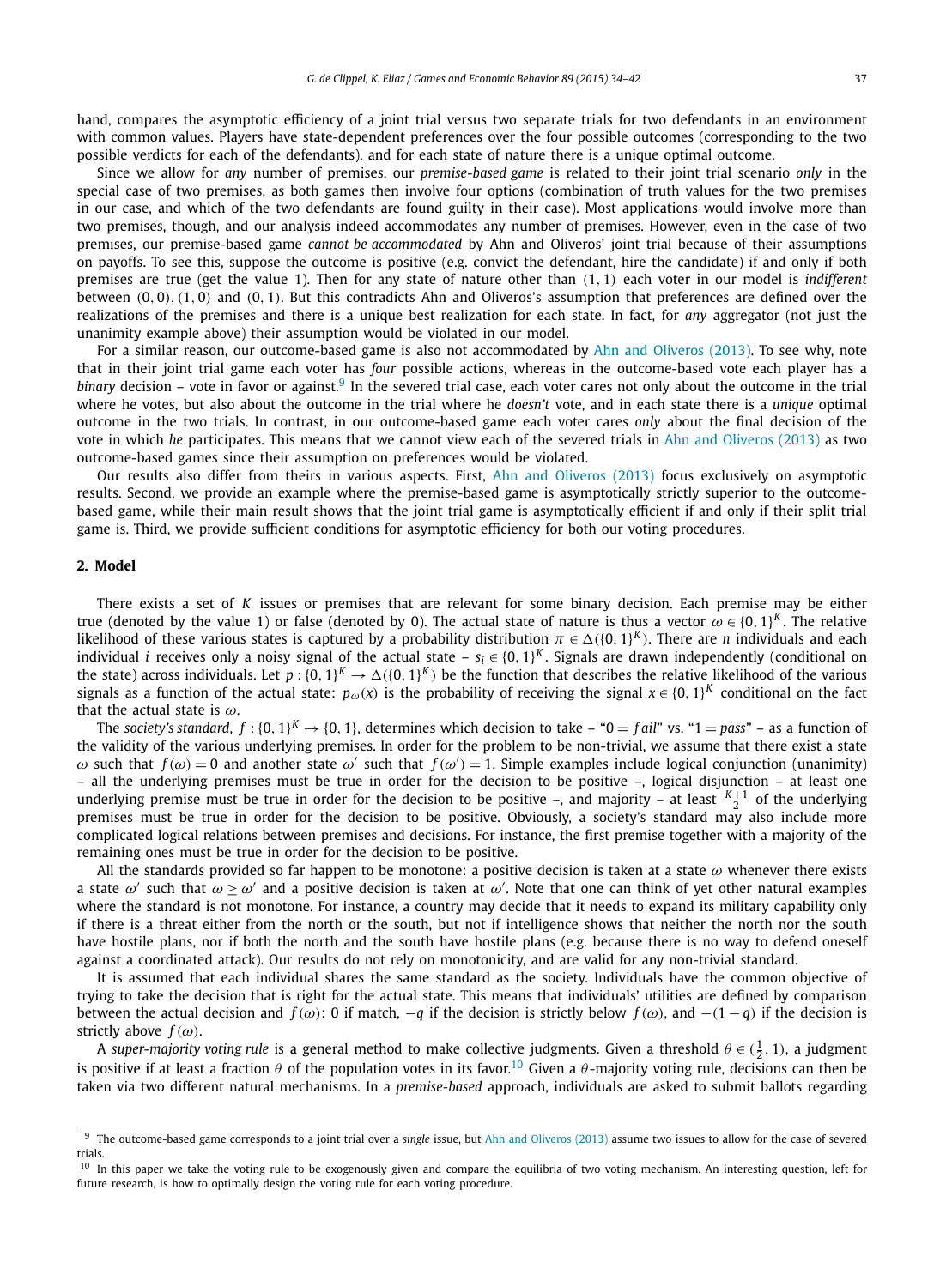hand, compares the asymptotic efficiency of a joint trial versus two separate trials for two defendants in an environment with common values. Players have state-dependent preferences over the four possible outcomes (corresponding to the two possible verdicts for each of the defendants), and for each state of nature there is a unique optimal outcome.

Since we allow for *any* number of premises, our *premise-based game* is related to their joint trial scenario *only* in the special case of two premises, as both games then involve four options (combination of truth values for the two premises in our case, and which of the two defendants are found guilty in their case). Most applications would involve more than two premises, though, and our analysis indeed accommodates any number of premises. However, even in the case of two premises, our premise-based game *cannot be accommodated* by Ahn and Oliveros' joint trial because of their assumptions on payoffs. To see this, suppose the outcome is positive (e.g. convict the defendant, hire the candidate) if and only if both premises are true (get the value 1). Then for any state of nature other than $(1,1)$ each voter in our model is *indifferent* between $(0,0)$, $(1,0)$ and $(0,1)$. But this contradicts Ahn and Oliveros's assumption that preferences are defined over the realizations of the premises and there is a unique best realization for each state. In fact, for *any* aggregator (not just the unanimity example above) their assumption would be violated in our model.

For a similar reason, our outcome-based game is also not accommodated by Ahn and Oliveros (2013). To see why, note that in their joint trial game each voter has *four* possible actions, whereas in the outcome-based vote each player has a *binary* decision – vote in favor or against.[9] In the severed trial case, each voter cares not only about the outcome in the trial where he votes, but also about the outcome in the trial where he *doesn't* vote, and in each state there is a *unique* optimal outcome in the two trials. In contrast, in our outcome-based game each voter cares *only* about the final decision of the vote in which *he* participates. This means that we cannot view each of the severed trials in Ahn and Oliveros (2013) as two outcome-based games since their assumption on preferences would be violated.

Our results also differ from theirs in various aspects. First, Ahn and Oliveros (2013) focus exclusively on asymptotic results. Second, we provide an example where the premise-based game is asymptotically strictly superior to the outcome-based game, while their main result shows that the joint trial game is asymptotically efficient if and only if their split trial game is. Third, we provide sufficient conditions for asymptotic efficiency for both our voting procedures.

## 2. Model

There exists a set of $K$ issues or premises that are relevant for some binary decision. Each premise may be either true (denoted by the value 1) or false (denoted by 0). The actual state of nature is thus a vector $\omega \in \{0,1\}^K$. The relative likelihood of these various states is captured by a probability distribution $\pi \in \Delta(\{0,1\}^K)$. There are $n$ individuals and each individual $i$ receives only a noisy signal of the actual state – $s_i \in \{0,1\}^K$. Signals are drawn independently (conditional on the state) across individuals. Let $p : \{0,1\}^K \to \Delta(\{0,1\}^K)$ be the function that describes the relative likelihood of the various signals as a function of the actual state: $p_\omega(x)$ is the probability of receiving the signal $x \in \{0,1\}^K$ conditional on the fact that the actual state is $\omega$.

The *society's standard*, $f : \{0,1\}^K \to \{0,1\}$, determines which decision to take – "$0 = fail$" vs. "$1 = pass$" – as a function of the validity of the various underlying premises. In order for the problem to be non-trivial, we assume that there exist a state $\omega$ such that $f(\omega) = 0$ and another state $\omega'$ such that $f(\omega') = 1$. Simple examples include logical conjunction (unanimity) – all the underlying premises must be true in order for the decision to be positive –, logical disjunction – at least one underlying premise must be true in order for the decision to be positive –, and majority – at least $\frac{K+1}{2}$ of the underlying premises must be true in order for the decision to be positive. Obviously, a society's standard may also include more complicated logical relations between premises and decisions. For instance, the first premise together with a majority of the remaining ones must be true in order for the decision to be positive.

All the standards provided so far happen to be monotone: a positive decision is taken at a state $\omega$ whenever there exists a state $\omega'$ such that $\omega \geq \omega'$ and a positive decision is taken at $\omega'$. Note that one can think of yet other natural examples where the standard is not monotone. For instance, a country may decide that it needs to expand its military capability only if there is a threat either from the north or the south, but not if intelligence shows that neither the north nor the south have hostile plans, nor if both the north and the south have hostile plans (e.g. because there is no way to defend oneself against a coordinated attack). Our results do not rely on monotonicity, and are valid for any non-trivial standard.

It is assumed that each individual shares the same standard as the society. Individuals have the common objective of trying to take the decision that is right for the actual state. This means that individuals' utilities are defined by comparison between the actual decision and $f(\omega)$: 0 if match, $-q$ if the decision is strictly below $f(\omega)$, and $-(1-q)$ if the decision is strictly above $f(\omega)$.

A *super-majority voting rule* is a general method to make collective judgments. Given a threshold $\theta \in (\frac{1}{2}, 1)$, a judgment is positive if at least a fraction $\theta$ of the population votes in its favor.[10] Given a $\theta$-majority voting rule, decisions can then be taken via two different natural mechanisms. In a *premise-based* approach, individuals are asked to submit ballots regarding

[9] The outcome-based game corresponds to a joint trial over a *single* issue, but Ahn and Oliveros (2013) assume two issues to allow for the case of severed trials.

[10] In this paper we take the voting rule to be exogenously given and compare the equilibria of two voting mechanism. An interesting question, left for future research, is how to optimally design the voting rule for each voting procedure.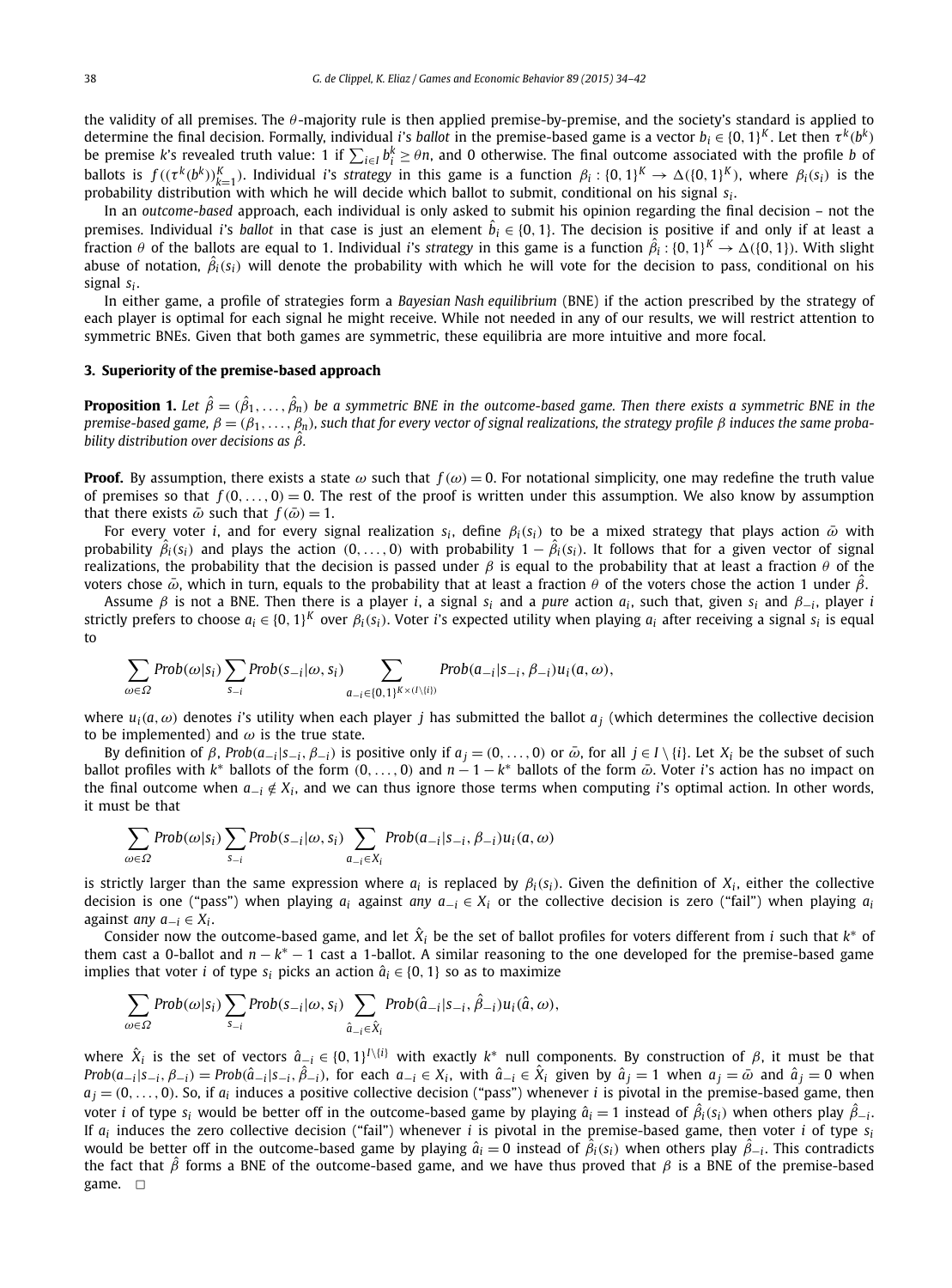the validity of all premises. The $\theta$-majority rule is then applied premise-by-premise, and the society's standard is applied to determine the final decision. Formally, individual $i$'s *ballot* in the premise-based game is a vector $b_i \in \{0,1\}^K$. Let then $\tau^k(b^k)$ be premise $k$'s revealed truth value: 1 if $\sum_{i \in I} b_i^k \geq \theta n$, and 0 otherwise. The final outcome associated with the profile $b$ of ballots is $f((\tau^k(b^k))_{k=1}^K)$. Individual $i$'s *strategy* in this game is a function $\beta_i : \{0,1\}^K \to \Delta(\{0,1\}^K)$, where $\beta_i(s_i)$ is the probability distribution with which he will decide which ballot to submit, conditional on his signal $s_i$.

In an *outcome-based* approach, each individual is only asked to submit his opinion regarding the final decision – not the premises. Individual $i$'s *ballot* in that case is just an element $\hat{b}_i \in \{0,1\}$. The decision is positive if and only if at least a fraction $\theta$ of the ballots are equal to 1. Individual $i$'s *strategy* in this game is a function $\hat{\beta}_i : \{0,1\}^K \to \Delta(\{0,1\})$. With slight abuse of notation, $\hat{\beta}_i(s_i)$ will denote the probability with which he will vote for the decision to pass, conditional on his signal $s_i$.

In either game, a profile of strategies form a *Bayesian Nash equilibrium* (BNE) if the action prescribed by the strategy of each player is optimal for each signal he might receive. While not needed in any of our results, we will restrict attention to symmetric BNEs. Given that both games are symmetric, these equilibria are more intuitive and more focal.

## 3. Superiority of the premise-based approach

**Proposition 1.** *Let $\hat{\beta} = (\hat{\beta}_1, \ldots, \hat{\beta}_n)$ be a symmetric BNE in the outcome-based game. Then there exists a symmetric BNE in the premise-based game, $\beta = (\beta_1, \ldots, \beta_n)$, such that for every vector of signal realizations, the strategy profile $\beta$ induces the same probability distribution over decisions as $\hat{\beta}$.*

**Proof.** By assumption, there exists a state $\omega$ such that $f(\omega) = 0$. For notational simplicity, one may redefine the truth value of premises so that $f(0, \ldots, 0) = 0$. The rest of the proof is written under this assumption. We also know by assumption that there exists $\bar{\omega}$ such that $f(\bar{\omega}) = 1$.

For every voter $i$, and for every signal realization $s_i$, define $\beta_i(s_i)$ to be a mixed strategy that plays action $\bar{\omega}$ with probability $\hat{\beta}_i(s_i)$ and plays the action $(0, \ldots, 0)$ with probability $1 - \hat{\beta}_i(s_i)$. It follows that for a given vector of signal realizations, the probability that the decision is passed under $\beta$ is equal to the probability that at least a fraction $\theta$ of the voters chose $\bar{\omega}$, which in turn, equals to the probability that at least a fraction $\theta$ of the voters chose the action 1 under $\hat{\beta}$.

Assume $\beta$ is not a BNE. Then there is a player $i$, a signal $s_i$ and a *pure* action $a_i$, such that, given $s_i$ and $\beta_{-i}$, player $i$ strictly prefers to choose $a_i \in \{0,1\}^K$ over $\beta_i(s_i)$. Voter $i$'s expected utility when playing $a_i$ after receiving a signal $s_i$ is equal to

$$\sum_{\omega \in \Omega} Prob(\omega|s_i) \sum_{s_{-i}} Prob(s_{-i}|\omega, s_i) \sum_{a_{-i} \in \{0,1\}^{K \times (I \setminus \{i\})}} Prob(a_{-i}|s_{-i}, \beta_{-i}) u_i(a, \omega),$$

where $u_i(a, \omega)$ denotes $i$'s utility when each player $j$ has submitted the ballot $a_j$ (which determines the collective decision to be implemented) and $\omega$ is the true state.

By definition of $\beta$, $Prob(a_{-i}|s_{-i}, \beta_{-i})$ is positive only if $a_j = (0, \ldots, 0)$ or $\bar{\omega}$, for all $j \in I \setminus \{i\}$. Let $X_i$ be the subset of such ballot profiles with $k^*$ ballots of the form $(0, \ldots, 0)$ and $n - 1 - k^*$ ballots of the form $\bar{\omega}$. Voter $i$'s action has no impact on the final outcome when $a_{-i} \notin X_i$, and we can thus ignore those terms when computing $i$'s optimal action. In other words, it must be that

$$\sum_{\omega \in \Omega} Prob(\omega|s_i) \sum_{s_{-i}} Prob(s_{-i}|\omega, s_i) \sum_{a_{-i} \in X_i} Prob(a_{-i}|s_{-i}, \beta_{-i}) u_i(a, \omega)$$

is strictly larger than the same expression where $a_i$ is replaced by $\beta_i(s_i)$. Given the definition of $X_i$, either the collective decision is one ("pass") when playing $a_i$ against *any* $a_{-i} \in X_i$ or the collective decision is zero ("fail") when playing $a_i$ against *any* $a_{-i} \in X_i$.

Consider now the outcome-based game, and let $\hat{X}_i$ be the set of ballot profiles for voters different from $i$ such that $k^*$ of them cast a 0-ballot and $n - k^* - 1$ cast a 1-ballot. A similar reasoning to the one developed for the premise-based game implies that voter $i$ of type $s_i$ picks an action $\hat{a}_i \in \{0,1\}$ so as to maximize

$$\sum_{\omega \in \Omega} Prob(\omega|s_i) \sum_{s_{-i}} Prob(s_{-i}|\omega, s_i) \sum_{\hat{a}_{-i} \in \hat{X}_i} Prob(\hat{a}_{-i}|s_{-i}, \hat{\beta}_{-i}) u_i(\hat{a}, \omega),$$

where $\hat{X}_i$ is the set of vectors $\hat{a}_{-i} \in \{0,1\}^{I \setminus \{i\}}$ with exactly $k^*$ null components. By construction of $\beta$, it must be that $Prob(a_{-i}|s_{-i}, \beta_{-i}) = Prob(\hat{a}_{-i}|s_{-i}, \hat{\beta}_{-i})$, for each $a_{-i} \in X_i$, with $\hat{a}_{-i} \in \hat{X}_i$ given by $\hat{a}_j = 1$ when $a_j = \bar{\omega}$ and $\hat{a}_j = 0$ when $a_j = (0, \ldots, 0)$. So, if $a_i$ induces a positive collective decision ("pass") whenever $i$ is pivotal in the premise-based game, then voter $i$ of type $s_i$ would be better off in the outcome-based game by playing $\hat{a}_i = 1$ instead of $\hat{\beta}_i(s_i)$ when others play $\hat{\beta}_{-i}$. If $a_i$ induces the zero collective decision ("fail") whenever $i$ is pivotal in the premise-based game, then voter $i$ of type $s_i$ would be better off in the outcome-based game by playing $\hat{a}_i = 0$ instead of $\hat{\beta}_i(s_i)$ when others play $\hat{\beta}_{-i}$. This contradicts the fact that $\hat{\beta}$ forms a BNE of the outcome-based game, and we have thus proved that $\beta$ is a BNE of the premise-based game. □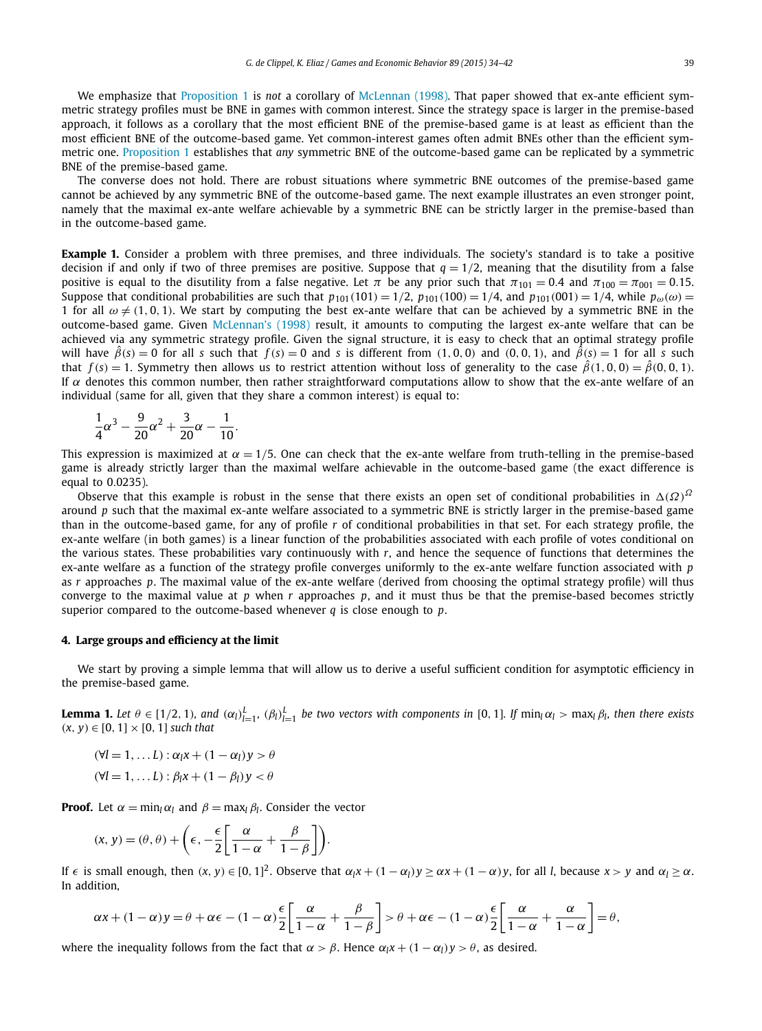We emphasize that Proposition 1 is *not* a corollary of McLennan (1998). That paper showed that ex-ante efficient symmetric strategy profiles must be BNE in games with common interest. Since the strategy space is larger in the premise-based approach, it follows as a corollary that the most efficient BNE of the premise-based game is at least as efficient than the most efficient BNE of the outcome-based game. Yet common-interest games often admit BNEs other than the efficient symmetric one. Proposition 1 establishes that *any* symmetric BNE of the outcome-based game can be replicated by a symmetric BNE of the premise-based game.

The converse does not hold. There are robust situations where symmetric BNE outcomes of the premise-based game cannot be achieved by any symmetric BNE of the outcome-based game. The next example illustrates an even stronger point, namely that the maximal ex-ante welfare achievable by a symmetric BNE can be strictly larger in the premise-based than in the outcome-based game.

**Example 1.** Consider a problem with three premises, and three individuals. The society's standard is to take a positive decision if and only if two of three premises are positive. Suppose that $q = 1/2$, meaning that the disutility from a false positive is equal to the disutility from a false negative. Let $\pi$ be any prior such that $\pi_{101} = 0.4$ and $\pi_{100} = \pi_{001} = 0.15$. Suppose that conditional probabilities are such that $p_{101}(101) = 1/2$, $p_{101}(100) = 1/4$, and $p_{101}(001) = 1/4$, while $p_\omega(\omega) = 1$ for all $\omega \neq (1, 0, 1)$. We start by computing the best ex-ante welfare that can be achieved by a symmetric BNE in the outcome-based game. Given McLennan's (1998) result, it amounts to computing the largest ex-ante welfare that can be achieved via any symmetric strategy profile. Given the signal structure, it is easy to check that an optimal strategy profile will have $\hat{\beta}(s) = 0$ for all $s$ such that $f(s) = 0$ and $s$ is different from $(1, 0, 0)$ and $(0, 0, 1)$, and $\hat{\beta}(s) = 1$ for all $s$ such that $f(s) = 1$. Symmetry then allows us to restrict attention without loss of generality to the case $\hat{\beta}(1, 0, 0) = \hat{\beta}(0, 0, 1)$. If $\alpha$ denotes this common number, then rather straightforward computations allow to show that the ex-ante welfare of an individual (same for all, given that they share a common interest) is equal to:

$$\frac{1}{4}\alpha^3 - \frac{9}{20}\alpha^2 + \frac{3}{20}\alpha - \frac{1}{10}.$$

This expression is maximized at $\alpha = 1/5$. One can check that the ex-ante welfare from truth-telling in the premise-based game is already strictly larger than the maximal welfare achievable in the outcome-based game (the exact difference is equal to 0.0235).

Observe that this example is robust in the sense that there exists an open set of conditional probabilities in $\Delta(\Omega)^\Omega$ around $p$ such that the maximal ex-ante welfare associated to a symmetric BNE is strictly larger in the premise-based game than in the outcome-based game, for any of profile $r$ of conditional probabilities in that set. For each strategy profile, the ex-ante welfare (in both games) is a linear function of the probabilities associated with each profile of votes conditional on the various states. These probabilities vary continuously with $r$, and hence the sequence of functions that determines the ex-ante welfare as a function of the strategy profile converges uniformly to the ex-ante welfare function associated with $p$ as $r$ approaches $p$. The maximal value of the ex-ante welfare (derived from choosing the optimal strategy profile) will thus converge to the maximal value at $p$ when $r$ approaches $p$, and it must thus be that the premise-based becomes strictly superior compared to the outcome-based whenever $q$ is close enough to $p$.

## 4. Large groups and efficiency at the limit

We start by proving a simple lemma that will allow us to derive a useful sufficient condition for asymptotic efficiency in the premise-based game.

**Lemma 1.** *Let $\theta \in [1/2, 1)$, and $(\alpha_l)_{l=1}^L$, $(\beta_l)_{l=1}^L$ be two vectors with components in $[0, 1]$. If $\min_l \alpha_l > \max_l \beta_l$, then there exists $(x, y) \in [0, 1] \times [0, 1]$ such that*

$$(\forall l = 1, \ldots L) : \alpha_l x + (1 - \alpha_l) y > \theta$$

$$(\forall l = 1, \ldots L) : \beta_l x + (1 - \beta_l) y < \theta$$

**Proof.** Let $\alpha = \min_l \alpha_l$ and $\beta = \max_l \beta_l$. Consider the vector

$$(x, y) = (\theta, \theta) + \left(\epsilon, -\frac{\epsilon}{2}\left[\frac{\alpha}{1-\alpha} + \frac{\beta}{1-\beta}\right]\right).$$

If $\epsilon$ is small enough, then $(x, y) \in [0, 1]^2$. Observe that $\alpha_l x + (1 - \alpha_l) y \geq \alpha x + (1 - \alpha) y$, for all $l$, because $x > y$ and $\alpha_l \geq \alpha$. In addition,

$$\alpha x + (1 - \alpha) y = \theta + \alpha\epsilon - (1 - \alpha)\frac{\epsilon}{2}\left[\frac{\alpha}{1-\alpha} + \frac{\beta}{1-\beta}\right] > \theta + \alpha\epsilon - (1 - \alpha)\frac{\epsilon}{2}\left[\frac{\alpha}{1-\alpha} + \frac{\alpha}{1-\alpha}\right] = \theta,$$

where the inequality follows from the fact that $\alpha > \beta$. Hence $\alpha_l x + (1 - \alpha_l) y > \theta$, as desired.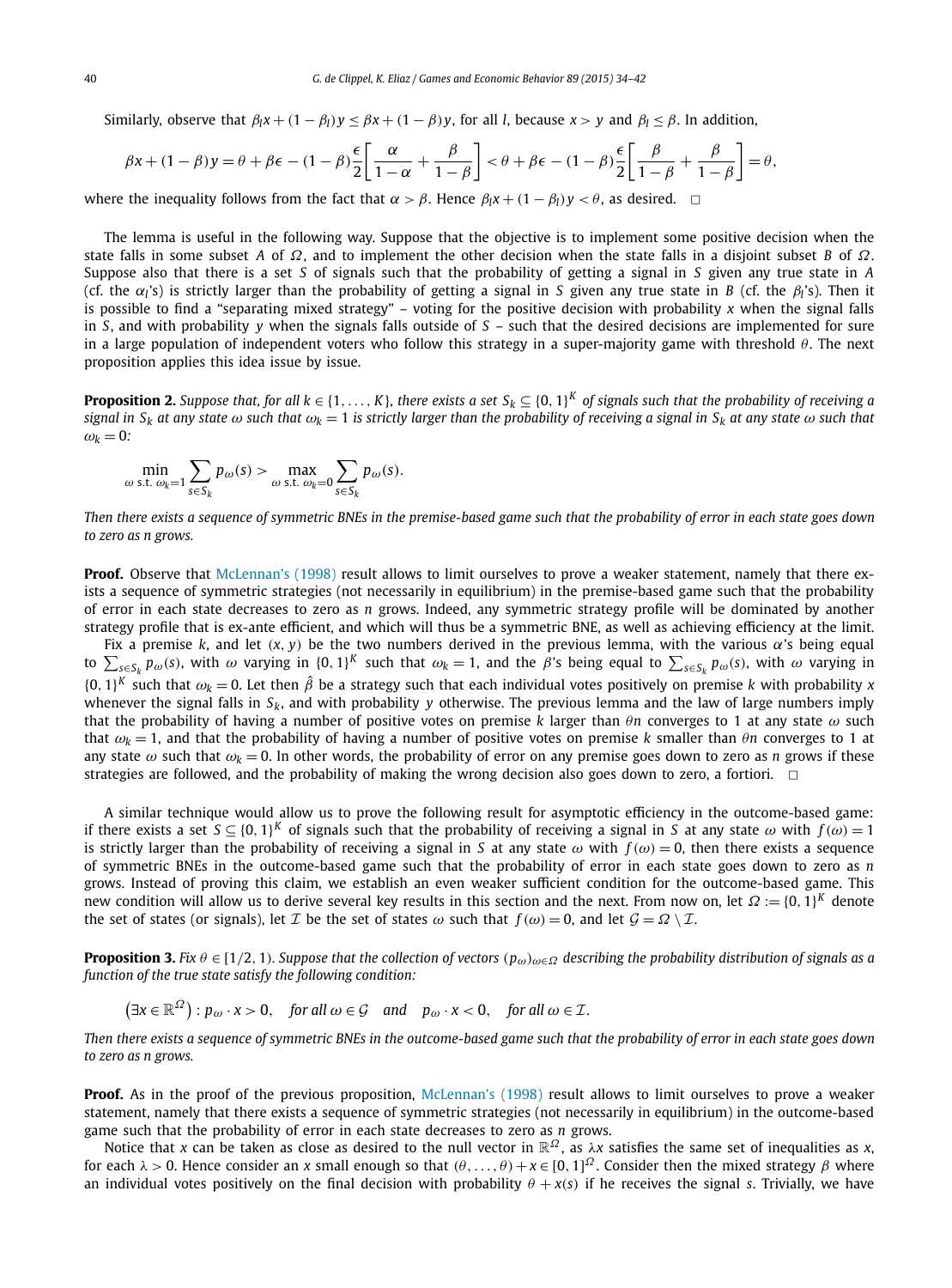Similarly, observe that $\beta_l x + (1 - \beta_l) y \leq \beta x + (1 - \beta) y$, for all $l$, because $x > y$ and $\beta_l \leq \beta$. In addition,

$$\beta x + (1 - \beta) y = \theta + \beta\epsilon - (1 - \beta)\frac{\epsilon}{2}\left[\frac{\alpha}{1 - \alpha} + \frac{\beta}{1 - \beta}\right] < \theta + \beta\epsilon - (1 - \beta)\frac{\epsilon}{2}\left[\frac{\beta}{1 - \beta} + \frac{\beta}{1 - \beta}\right] = \theta,$$

where the inequality follows from the fact that $\alpha > \beta$. Hence $\beta_l x + (1 - \beta_l) y < \theta$, as desired. $\square$

The lemma is useful in the following way. Suppose that the objective is to implement some positive decision when the state falls in some subset $A$ of $\Omega$, and to implement the other decision when the state falls in a disjoint subset $B$ of $\Omega$. Suppose also that there is a set $S$ of signals such that the probability of getting a signal in $S$ given any true state in $A$ (cf. the $\alpha_l$'s) is strictly larger than the probability of getting a signal in $S$ given any true state in $B$ (cf. the $\beta_l$'s). Then it is possible to find a "separating mixed strategy" – voting for the positive decision with probability $x$ when the signal falls in $S$, and with probability $y$ when the signals falls outside of $S$ – such that the desired decisions are implemented for sure in a large population of independent voters who follow this strategy in a super-majority game with threshold $\theta$. The next proposition applies this idea issue by issue.

**Proposition 2.** *Suppose that, for all $k \in \{1, \ldots, K\}$, there exists a set $S_k \subseteq \{0,1\}^K$ of signals such that the probability of receiving a signal in $S_k$ at any state $\omega$ such that $\omega_k = 1$ is strictly larger than the probability of receiving a signal in $S_k$ at any state $\omega$ such that $\omega_k = 0$:*

$$\min_{\omega \text{ s.t. } \omega_k = 1} \sum_{s \in S_k} p_\omega(s) > \max_{\omega \text{ s.t. } \omega_k = 0} \sum_{s \in S_k} p_\omega(s).$$

*Then there exists a sequence of symmetric BNEs in the premise-based game such that the probability of error in each state goes down to zero as $n$ grows.*

**Proof.** Observe that McLennan's (1998) result allows to limit ourselves to prove a weaker statement, namely that there exists a sequence of symmetric strategies (not necessarily in equilibrium) in the premise-based game such that the probability of error in each state decreases to zero as $n$ grows. Indeed, any symmetric strategy profile will be dominated by another strategy profile that is ex-ante efficient, and which will thus be a symmetric BNE, as well as achieving efficiency at the limit.

Fix a premise $k$, and let $(x, y)$ be the two numbers derived in the previous lemma, with the various $\alpha$'s being equal to $\sum_{s \in S_k} p_\omega(s)$, with $\omega$ varying in $\{0,1\}^K$ such that $\omega_k = 1$, and the $\beta$'s being equal to $\sum_{s \in S_k} p_\omega(s)$, with $\omega$ varying in $\{0,1\}^K$ such that $\omega_k = 0$. Let then $\hat{\beta}$ be a strategy such that each individual votes positively on premise $k$ with probability $x$ whenever the signal falls in $S_k$, and with probability $y$ otherwise. The previous lemma and the law of large numbers imply that the probability of having a number of positive votes on premise $k$ larger than $\theta n$ converges to 1 at any state $\omega$ such that $\omega_k = 1$, and that the probability of having a number of positive votes on premise $k$ smaller than $\theta n$ converges to 1 at any state $\omega$ such that $\omega_k = 0$. In other words, the probability of error on any premise goes down to zero as $n$ grows if these strategies are followed, and the probability of making the wrong decision also goes down to zero, a fortiori. $\square$

A similar technique would allow us to prove the following result for asymptotic efficiency in the outcome-based game: if there exists a set $S \subseteq \{0,1\}^K$ of signals such that the probability of receiving a signal in $S$ at any state $\omega$ with $f(\omega) = 1$ is strictly larger than the probability of receiving a signal in $S$ at any state $\omega$ with $f(\omega) = 0$, then there exists a sequence of symmetric BNEs in the outcome-based game such that the probability of error in each state goes down to zero as $n$ grows. Instead of proving this claim, we establish an even weaker sufficient condition for the outcome-based game. This new condition will allow us to derive several key results in this section and the next. From now on, let $\Omega := \{0,1\}^K$ denote the set of states (or signals), let $\mathcal{I}$ be the set of states $\omega$ such that $f(\omega) = 0$, and let $\mathcal{G} = \Omega \setminus \mathcal{I}$.

**Proposition 3.** *Fix $\theta \in [1/2, 1)$. Suppose that the collection of vectors $(p_\omega)_{\omega \in \Omega}$ describing the probability distribution of signals as a function of the true state satisfy the following condition:*

$$\left(\exists x \in \mathbb{R}^\Omega\right) : p_\omega \cdot x > 0, \quad \textit{for all } \omega \in \mathcal{G} \quad \textit{and} \quad p_\omega \cdot x < 0, \quad \textit{for all } \omega \in \mathcal{I}.$$

*Then there exists a sequence of symmetric BNEs in the outcome-based game such that the probability of error in each state goes down to zero as $n$ grows.*

**Proof.** As in the proof of the previous proposition, McLennan's (1998) result allows to limit ourselves to prove a weaker statement, namely that there exists a sequence of symmetric strategies (not necessarily in equilibrium) in the outcome-based game such that the probability of error in each state decreases to zero as $n$ grows.

Notice that $x$ can be taken as close as desired to the null vector in $\mathbb{R}^\Omega$, as $\lambda x$ satisfies the same set of inequalities as $x$, for each $\lambda > 0$. Hence consider an $x$ small enough so that $(\theta, \ldots, \theta) + x \in [0,1]^\Omega$. Consider then the mixed strategy $\beta$ where an individual votes positively on the final decision with probability $\theta + x(s)$ if he receives the signal $s$. Trivially, we have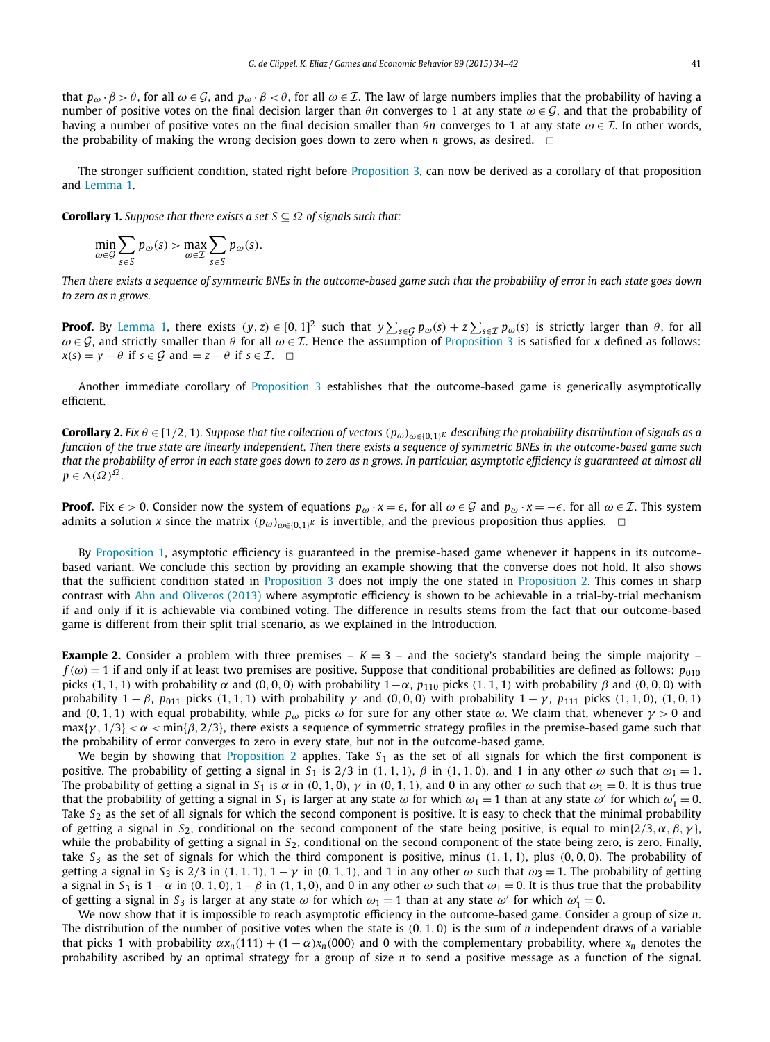that $p_\omega \cdot \beta > \theta$, for all $\omega \in \mathcal{G}$, and $p_\omega \cdot \beta < \theta$, for all $\omega \in \mathcal{I}$. The law of large numbers implies that the probability of having a number of positive votes on the final decision larger than $\theta n$ converges to 1 at any state $\omega \in \mathcal{G}$, and that the probability of having a number of positive votes on the final decision smaller than $\theta n$ converges to 1 at any state $\omega \in \mathcal{I}$. In other words, the probability of making the wrong decision goes down to zero when $n$ grows, as desired. $\square$

The stronger sufficient condition, stated right before Proposition 3, can now be derived as a corollary of that proposition and Lemma 1.

**Corollary 1.** *Suppose that there exists a set $S \subseteq \Omega$ of signals such that:*

$$\min_{\omega \in \mathcal{G}} \sum_{s \in S} p_\omega(s) > \max_{\omega \in \mathcal{I}} \sum_{s \in S} p_\omega(s).$$

*Then there exists a sequence of symmetric BNEs in the outcome-based game such that the probability of error in each state goes down to zero as n grows.*

**Proof.** By Lemma 1, there exists $(y, z) \in [0,1]^2$ such that $y \sum_{s \in \mathcal{G}} p_\omega(s) + z \sum_{s \in \mathcal{I}} p_\omega(s)$ is strictly larger than $\theta$, for all $\omega \in \mathcal{G}$, and strictly smaller than $\theta$ for all $\omega \in \mathcal{I}$. Hence the assumption of Proposition 3 is satisfied for $x$ defined as follows: $x(s) = y - \theta$ if $s \in \mathcal{G}$ and $= z - \theta$ if $s \in \mathcal{I}$. $\square$

Another immediate corollary of Proposition 3 establishes that the outcome-based game is generically asymptotically efficient.

**Corollary 2.** *Fix $\theta \in [1/2, 1)$. Suppose that the collection of vectors $(p_\omega)_{\omega \in \{0,1\}^K}$ describing the probability distribution of signals as a function of the true state are linearly independent. Then there exists a sequence of symmetric BNEs in the outcome-based game such that the probability of error in each state goes down to zero as n grows. In particular, asymptotic efficiency is guaranteed at almost all $p \in \Delta(\Omega)^\Omega$.*

**Proof.** Fix $\epsilon > 0$. Consider now the system of equations $p_\omega \cdot x = \epsilon$, for all $\omega \in \mathcal{G}$ and $p_\omega \cdot x = -\epsilon$, for all $\omega \in \mathcal{I}$. This system admits a solution $x$ since the matrix $(p_\omega)_{\omega \in \{0,1\}^K}$ is invertible, and the previous proposition thus applies. $\square$

By Proposition 1, asymptotic efficiency is guaranteed in the premise-based game whenever it happens in its outcome-based variant. We conclude this section by providing an example showing that the converse does not hold. It also shows that the sufficient condition stated in Proposition 3 does not imply the one stated in Proposition 2. This comes in sharp contrast with Ahn and Oliveros (2013) where asymptotic efficiency is shown to be achievable in a trial-by-trial mechanism if and only if it is achievable via combined voting. The difference in results stems from the fact that our outcome-based game is different from their split trial scenario, as we explained in the Introduction.

**Example 2.** Consider a problem with three premises – $K = 3$ – and the society's standard being the simple majority – $f(\omega) = 1$ if and only if at least two premises are positive. Suppose that conditional probabilities are defined as follows: $p_{010}$ picks $(1,1,1)$ with probability $\alpha$ and $(0,0,0)$ with probability $1-\alpha$, $p_{110}$ picks $(1,1,1)$ with probability $\beta$ and $(0,0,0)$ with probability $1-\beta$, $p_{011}$ picks $(1,1,1)$ with probability $\gamma$ and $(0,0,0)$ with probability $1-\gamma$, $p_{111}$ picks $(1,1,0)$, $(1,0,1)$ and $(0,1,1)$ with equal probability, while $p_\omega$ picks $\omega$ for sure for any other state $\omega$. We claim that, whenever $\gamma > 0$ and $\max\{\gamma, 1/3\} < \alpha < \min\{\beta, 2/3\}$, there exists a sequence of symmetric strategy profiles in the premise-based game such that the probability of error converges to zero in every state, but not in the outcome-based game.

We begin by showing that Proposition 2 applies. Take $S_1$ as the set of all signals for which the first component is positive. The probability of getting a signal in $S_1$ is $2/3$ in $(1,1,1)$, $\beta$ in $(1,1,0)$, and 1 in any other $\omega$ such that $\omega_1 = 1$. The probability of getting a signal in $S_1$ is $\alpha$ in $(0,1,0)$, $\gamma$ in $(0,1,1)$, and 0 in any other $\omega$ such that $\omega_1 = 0$. It is thus true that the probability of getting a signal in $S_1$ is larger at any state $\omega$ for which $\omega_1 = 1$ than at any state $\omega'$ for which $\omega'_1 = 0$. Take $S_2$ as the set of all signals for which the second component is positive. It is easy to check that the minimal probability of getting a signal in $S_2$, conditional on the second component of the state being positive, is equal to $\min\{2/3, \alpha, \beta, \gamma\}$, while the probability of getting a signal in $S_2$, conditional on the second component of the state being zero, is zero. Finally, take $S_3$ as the set of signals for which the third component is positive, minus $(1,1,1)$, plus $(0,0,0)$. The probability of getting a signal in $S_3$ is $2/3$ in $(1,1,1)$, $1-\gamma$ in $(0,1,1)$, and 1 in any other $\omega$ such that $\omega_3 = 1$. The probability of getting a signal in $S_3$ is $1-\alpha$ in $(0,1,0)$, $1-\beta$ in $(1,1,0)$, and 0 in any other $\omega$ such that $\omega_1 = 0$. It is thus true that the probability of getting a signal in $S_3$ is larger at any state $\omega$ for which $\omega_1 = 1$ than at any state $\omega'$ for which $\omega'_1 = 0$.

We now show that it is impossible to reach asymptotic efficiency in the outcome-based game. Consider a group of size $n$. The distribution of the number of positive votes when the state is $(0,1,0)$ is the sum of $n$ independent draws of a variable that picks 1 with probability $\alpha x_n(111) + (1-\alpha) x_n(000)$ and 0 with the complementary probability, where $x_n$ denotes the probability ascribed by an optimal strategy for a group of size $n$ to send a positive message as a function of the signal.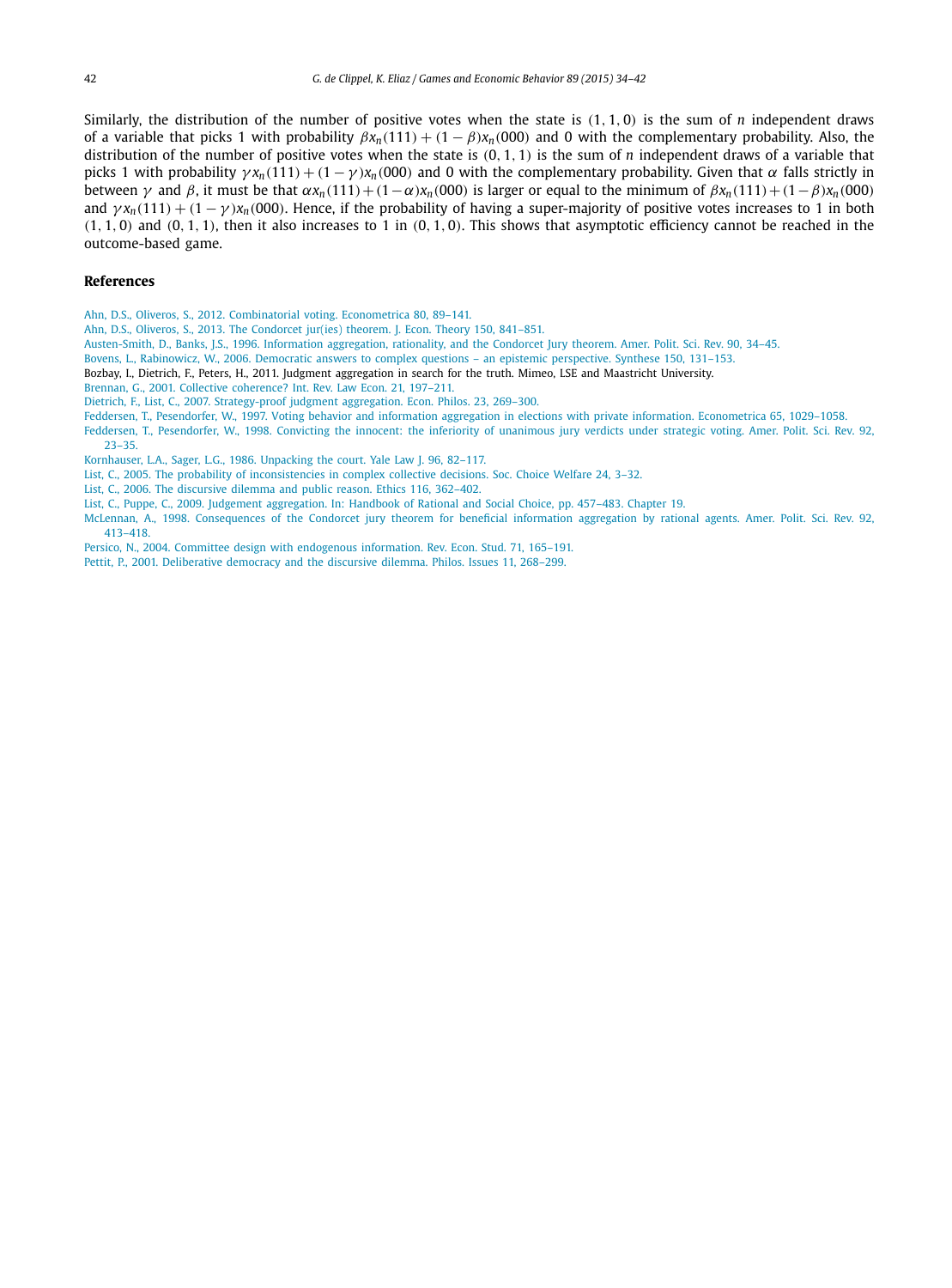Similarly, the distribution of the number of positive votes when the state is $(1, 1, 0)$ is the sum of $n$ independent draws of a variable that picks 1 with probability $\beta x_n(111) + (1 - \beta)x_n(000)$ and 0 with the complementary probability. Also, the distribution of the number of positive votes when the state is $(0, 1, 1)$ is the sum of $n$ independent draws of a variable that picks 1 with probability $\gamma x_n(111) + (1 - \gamma)x_n(000)$ and 0 with the complementary probability. Given that $\alpha$ falls strictly in between $\gamma$ and $\beta$, it must be that $\alpha x_n(111) + (1 - \alpha)x_n(000)$ is larger or equal to the minimum of $\beta x_n(111) + (1 - \beta)x_n(000)$ and $\gamma x_n(111) + (1 - \gamma)x_n(000)$. Hence, if the probability of having a super-majority of positive votes increases to 1 in both $(1, 1, 0)$ and $(0, 1, 1)$, then it also increases to 1 in $(0, 1, 0)$. This shows that asymptotic efficiency cannot be reached in the outcome-based game.

## References

Ahn, D.S., Oliveros, S., 2012. Combinatorial voting. Econometrica 80, 89–141.

Ahn, D.S., Oliveros, S., 2013. The Condorcet jur(ies) theorem. J. Econ. Theory 150, 841–851.

Austen-Smith, D., Banks, J.S., 1996. Information aggregation, rationality, and the Condorcet Jury theorem. Amer. Polit. Sci. Rev. 90, 34–45.

Bovens, L., Rabinowicz, W., 2006. Democratic answers to complex questions – an epistemic perspective. Synthese 150, 131–153.

Bozbay, I., Dietrich, F., Peters, H., 2011. Judgment aggregation in search for the truth. Mimeo, LSE and Maastricht University.

Brennan, G., 2001. Collective coherence? Int. Rev. Law Econ. 21, 197–211.

Dietrich, F., List, C., 2007. Strategy-proof judgment aggregation. Econ. Philos. 23, 269–300.

Feddersen, T., Pesendorfer, W., 1997. Voting behavior and information aggregation in elections with private information. Econometrica 65, 1029–1058.

Feddersen, T., Pesendorfer, W., 1998. Convicting the innocent: the inferiority of unanimous jury verdicts under strategic voting. Amer. Polit. Sci. Rev. 92, 23–35.

Kornhauser, L.A., Sager, L.G., 1986. Unpacking the court. Yale Law J. 96, 82–117.

List, C., 2005. The probability of inconsistencies in complex collective decisions. Soc. Choice Welfare 24, 3–32.

List, C., 2006. The discursive dilemma and public reason. Ethics 116, 362–402.

List, C., Puppe, C., 2009. Judgement aggregation. In: Handbook of Rational and Social Choice, pp. 457–483. Chapter 19.

McLennan, A., 1998. Consequences of the Condorcet jury theorem for beneficial information aggregation by rational agents. Amer. Polit. Sci. Rev. 92, 413–418.

Persico, N., 2004. Committee design with endogenous information. Rev. Econ. Stud. 71, 165–191.

Pettit, P., 2001. Deliberative democracy and the discursive dilemma. Philos. Issues 11, 268–299.